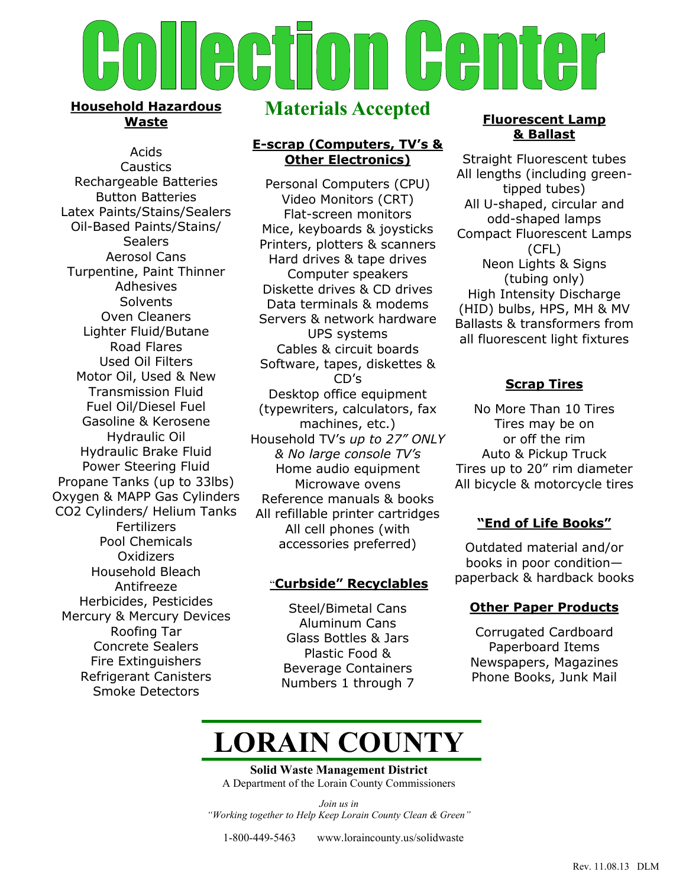# Collection Center

## Materials Accepted

### Household Hazardous Waste

Acids
Caustics
Rechargeable Batteries
Button Batteries
Latex Paints/Stains/Sealers
Oil-Based Paints/Stains/Sealers
Aerosol Cans
Turpentine, Paint Thinner
Adhesives
Solvents
Oven Cleaners
Lighter Fluid/Butane
Road Flares
Used Oil Filters
Motor Oil, Used & New
Transmission Fluid
Fuel Oil/Diesel Fuel
Gasoline & Kerosene
Hydraulic Oil
Hydraulic Brake Fluid
Power Steering Fluid
Propane Tanks (up to 33lbs)
Oxygen & MAPP Gas Cylinders
CO2 Cylinders/ Helium Tanks
Fertilizers
Pool Chemicals
Oxidizers
Household Bleach
Antifreeze
Herbicides, Pesticides
Mercury & Mercury Devices
Roofing Tar
Concrete Sealers
Fire Extinguishers
Refrigerant Canisters
Smoke Detectors

### E-scrap (Computers, TV's & Other Electronics)

Personal Computers (CPU)
Video Monitors (CRT)
Flat-screen monitors
Mice, keyboards & joysticks
Printers, plotters & scanners
Hard drives & tape drives
Computer speakers
Diskette drives & CD drives
Data terminals & modems
Servers & network hardware
UPS systems
Cables & circuit boards
Software, tapes, diskettes & CD's
Desktop office equipment (typewriters, calculators, fax machines, etc.)
Household TV's *up to 27" ONLY & No large console TV's*
Home audio equipment
Microwave ovens
Reference manuals & books
All refillable printer cartridges
All cell phones (with accessories preferred)

### "Curbside" Recyclables

Steel/Bimetal Cans
Aluminum Cans
Glass Bottles & Jars
Plastic Food & Beverage Containers Numbers 1 through 7

### Fluorescent Lamp & Ballast

Straight Fluorescent tubes All lengths (including green-tipped tubes)
All U-shaped, circular and odd-shaped lamps
Compact Fluorescent Lamps (CFL)
Neon Lights & Signs (tubing only)
High Intensity Discharge (HID) bulbs, HPS, MH & MV
Ballasts & transformers from all fluorescent light fixtures

### Scrap Tires

No More Than 10 Tires
Tires may be on or off the rim
Auto & Pickup Truck Tires up to 20" rim diameter
All bicycle & motorcycle tires

### "End of Life Books"

Outdated material and/or books in poor condition—paperback & hardback books

### Other Paper Products

Corrugated Cardboard
Paperboard Items
Newspapers, Magazines
Phone Books, Junk Mail

# LORAIN COUNTY

**Solid Waste Management District**
A Department of the Lorain County Commissioners

*Join us in*
*"Working together to Help Keep Lorain County Clean & Green"*

1-800-449-5463 www.loraincounty.us/solidwaste

Rev. 11.08.13 DLM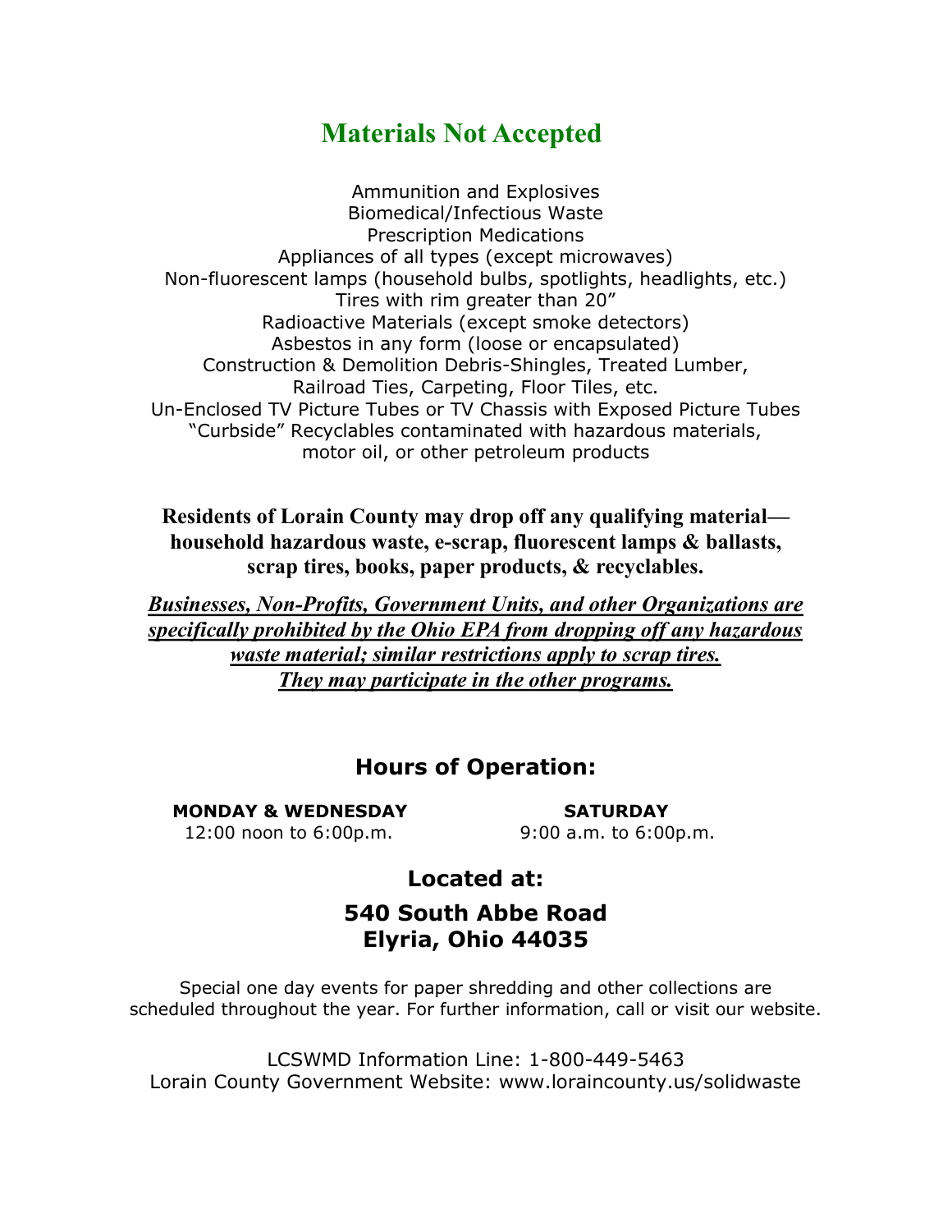## Materials Not Accepted

Ammunition and Explosives
Biomedical/Infectious Waste
Prescription Medications
Appliances of all types (except microwaves)
Non-fluorescent lamps (household bulbs, spotlights, headlights, etc.)
Tires with rim greater than 20"
Radioactive Materials (except smoke detectors)
Asbestos in any form (loose or encapsulated)
Construction & Demolition Debris-Shingles, Treated Lumber, Railroad Ties, Carpeting, Floor Tiles, etc.
Un-Enclosed TV Picture Tubes or TV Chassis with Exposed Picture Tubes
"Curbside" Recyclables contaminated with hazardous materials, motor oil, or other petroleum products

**Residents of Lorain County may drop off any qualifying material—household hazardous waste, e-scrap, fluorescent lamps & ballasts, scrap tires, books, paper products, & recyclables.**

***Businesses, Non-Profits, Government Units, and other Organizations are specifically prohibited by the Ohio EPA from dropping off any hazardous waste material; similar restrictions apply to scrap tires. They may participate in the other programs.***

### Hours of Operation:

**MONDAY & WEDNESDAY**
12:00 noon to 6:00p.m.

**SATURDAY**
9:00 a.m. to 6:00p.m.

### Located at:

**540 South Abbe Road**
**Elyria, Ohio 44035**

Special one day events for paper shredding and other collections are scheduled throughout the year. For further information, call or visit our website.

LCSWMD Information Line: 1-800-449-5463
Lorain County Government Website: www.loraincounty.us/solidwaste